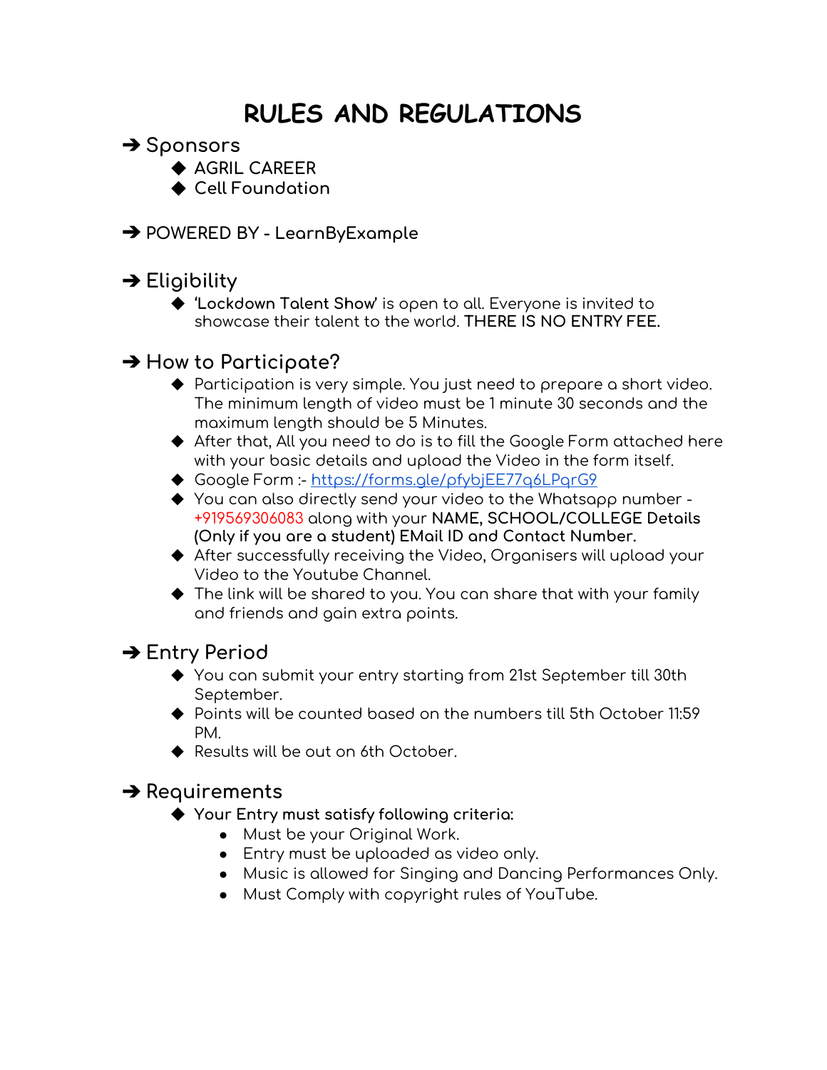# RULES AND REGULATIONS

## ➔ Sponsors

- AGRIL CAREER
- Cell Foundation

## ➔ POWERED BY - LearnByExample

## ➔ Eligibility

- **'Lockdown Talent Show'** is open to all. Everyone is invited to showcase their talent to the world. **THERE IS NO ENTRY FEE.**

## ➔ How to Participate?

- Participation is very simple. You just need to prepare a short video. The minimum length of video must be 1 minute 30 seconds and the maximum length should be 5 Minutes.
- After that, All you need to do is to fill the Google Form attached here with your basic details and upload the Video in the form itself.
- Google Form :- [https://forms.gle/pfybjEE77q6LPqrG9](https://forms.gle/pfybjEE77q6LPqrG9)
- You can also directly send your video to the Whatsapp number - +919569306083 along with your **NAME, SCHOOL/COLLEGE Details (Only if you are a student) EMail ID and Contact Number.**
- After successfully receiving the Video, Organisers will upload your Video to the Youtube Channel.
- The link will be shared to you. You can share that with your family and friends and gain extra points.

## ➔ Entry Period

- You can submit your entry starting from 21st September till 30th September.
- Points will be counted based on the numbers till 5th October 11:59 PM.
- Results will be out on 6th October.

## ➔ Requirements

- **Your Entry must satisfy following criteria:**
  - Must be your Original Work.
  - Entry must be uploaded as video only.
  - Music is allowed for Singing and Dancing Performances Only.
  - Must Comply with copyright rules of YouTube.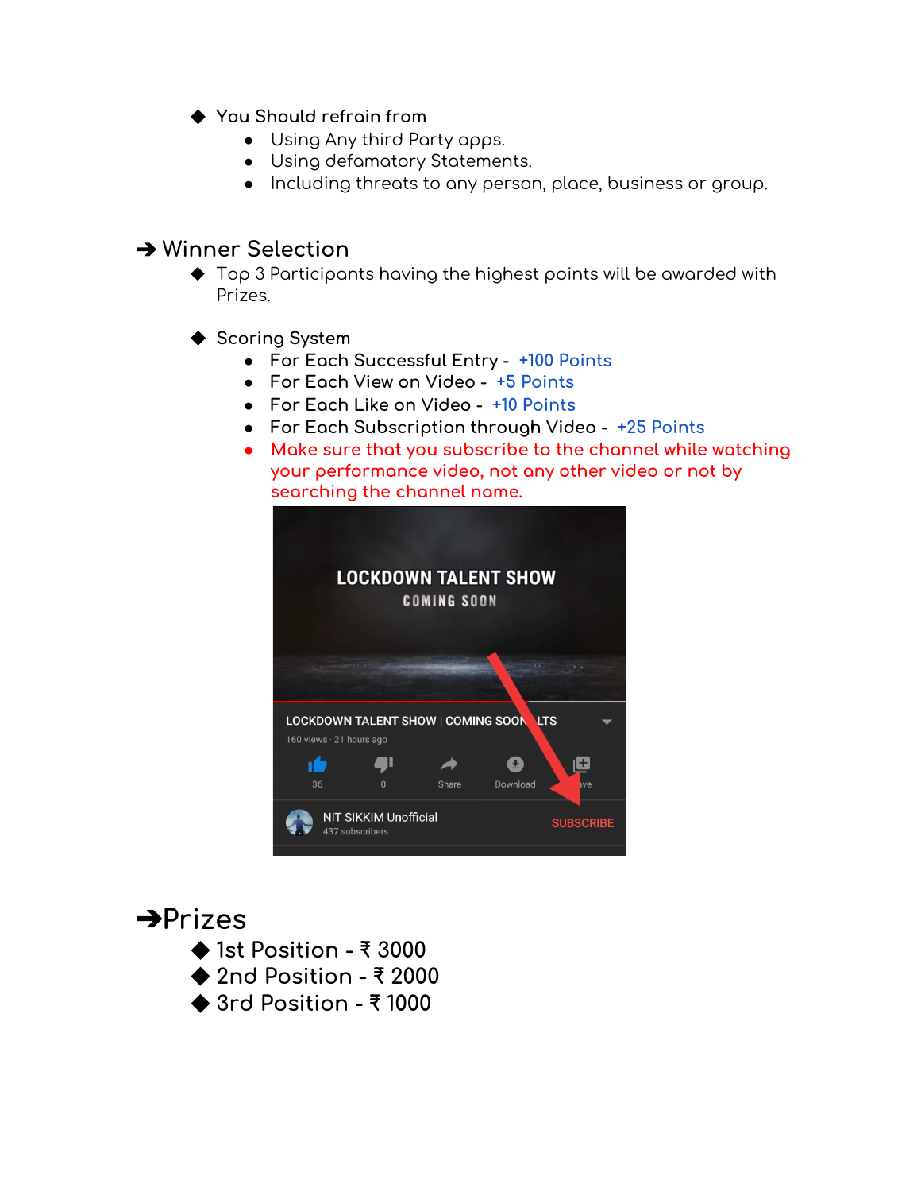- You Should refrain from
    - Using Any third Party apps.
    - Using defamatory Statements.
    - Including threats to any person, place, business or group.

## ➔ Winner Selection

- Top 3 Participants having the highest points will be awarded with Prizes.

- Scoring System
    - For Each Successful Entry - +100 Points
    - For Each View on Video - +5 Points
    - For Each Like on Video - +10 Points
    - For Each Subscription through Video - +25 Points
    - Make sure that you subscribe to the channel while watching your performance video, not any other video or not by searching the channel name.

## ➔Prizes

- 1st Position - ₹ 3000
- 2nd Position - ₹ 2000
- 3rd Position - ₹ 1000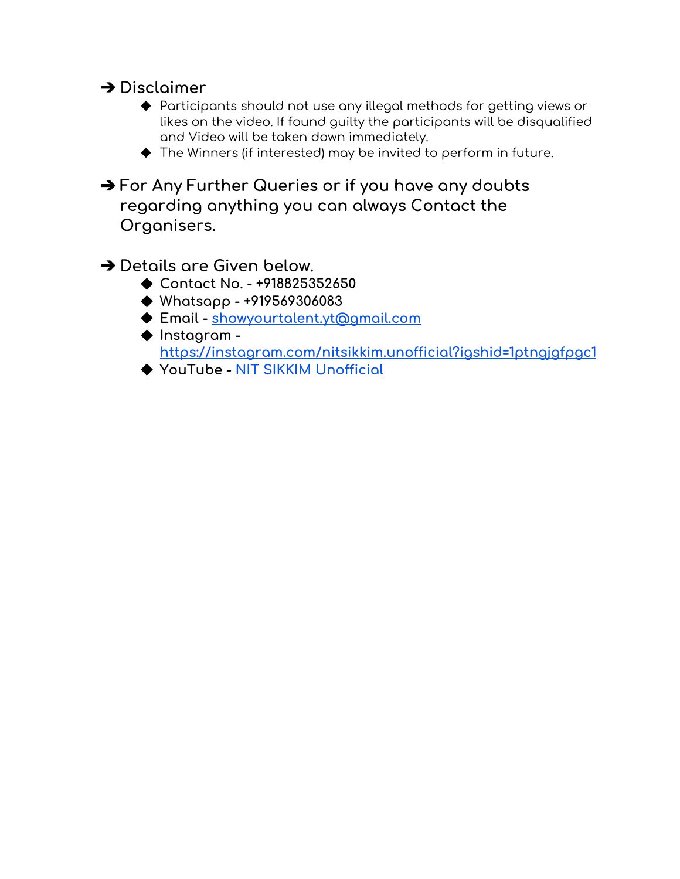- **Disclaimer**
  - Participants should not use any illegal methods for getting views or likes on the video. If found guilty the participants will be disqualified and Video will be taken down immediately.
  - The Winners (if interested) may be invited to perform in future.

- **For Any Further Queries or if you have any doubts regarding anything you can always Contact the Organisers.**

- **Details are Given below.**
  - Contact No. - +918825352650
  - Whatsapp - +919569306083
  - Email - [showyourtalent.yt@gmail.com](mailto:showyourtalent.yt@gmail.com)
  - Instagram - [https://instagram.com/nitsikkim.unofficial?igshid=1ptngjgfpgc1](https://instagram.com/nitsikkim.unofficial?igshid=1ptngjgfpgc1)
  - YouTube - NIT SIKKIM Unofficial